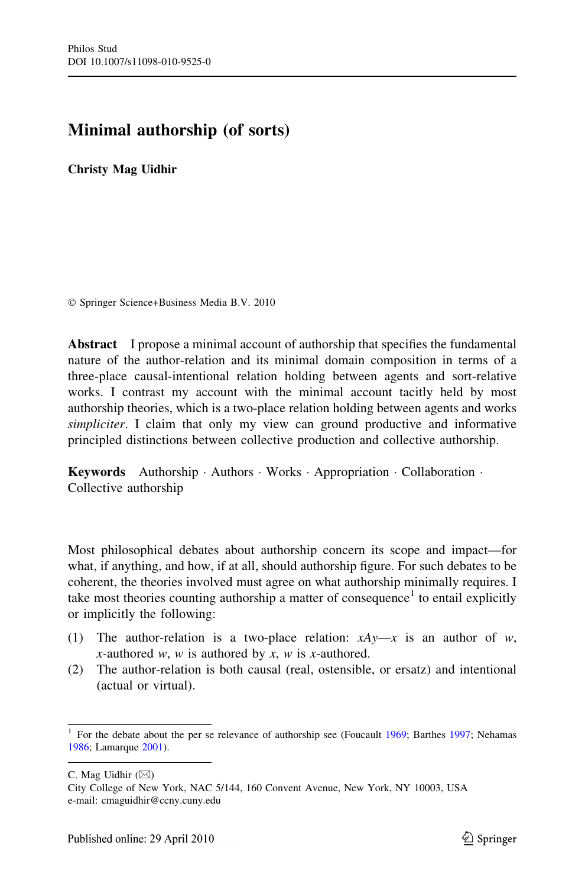# Minimal authorship (of sorts)

**Christy Mag Uidhir**

© Springer Science+Business Media B.V. 2010

**Abstract** I propose a minimal account of authorship that specifies the fundamental nature of the author-relation and its minimal domain composition in terms of a three-place causal-intentional relation holding between agents and sort-relative works. I contrast my account with the minimal account tacitly held by most authorship theories, which is a two-place relation holding between agents and works *simpliciter*. I claim that only my view can ground productive and informative principled distinctions between collective production and collective authorship.

**Keywords** Authorship · Authors · Works · Appropriation · Collaboration · Collective authorship

Most philosophical debates about authorship concern its scope and impact—for what, if anything, and how, if at all, should authorship figure. For such debates to be coherent, the theories involved must agree on what authorship minimally requires. I take most theories counting authorship a matter of consequence[1] to entail explicitly or implicitly the following:

(1) The author-relation is a two-place relation: $xAy$—$x$ is an author of $w$, $x$-authored $w$, $w$ is authored by $x$, $w$ is $x$-authored.

(2) The author-relation is both causal (real, ostensible, or ersatz) and intentional (actual or virtual).

[1] For the debate about the per se relevance of authorship see (Foucault 1969; Barthes 1997; Nehamas 1986; Lamarque 2001).

C. Mag Uidhir (✉)
City College of New York, NAC 5/144, 160 Convent Avenue, New York, NY 10003, USA
e-mail: cmaguidhir@ccny.cuny.edu

Published online: 29 April 2010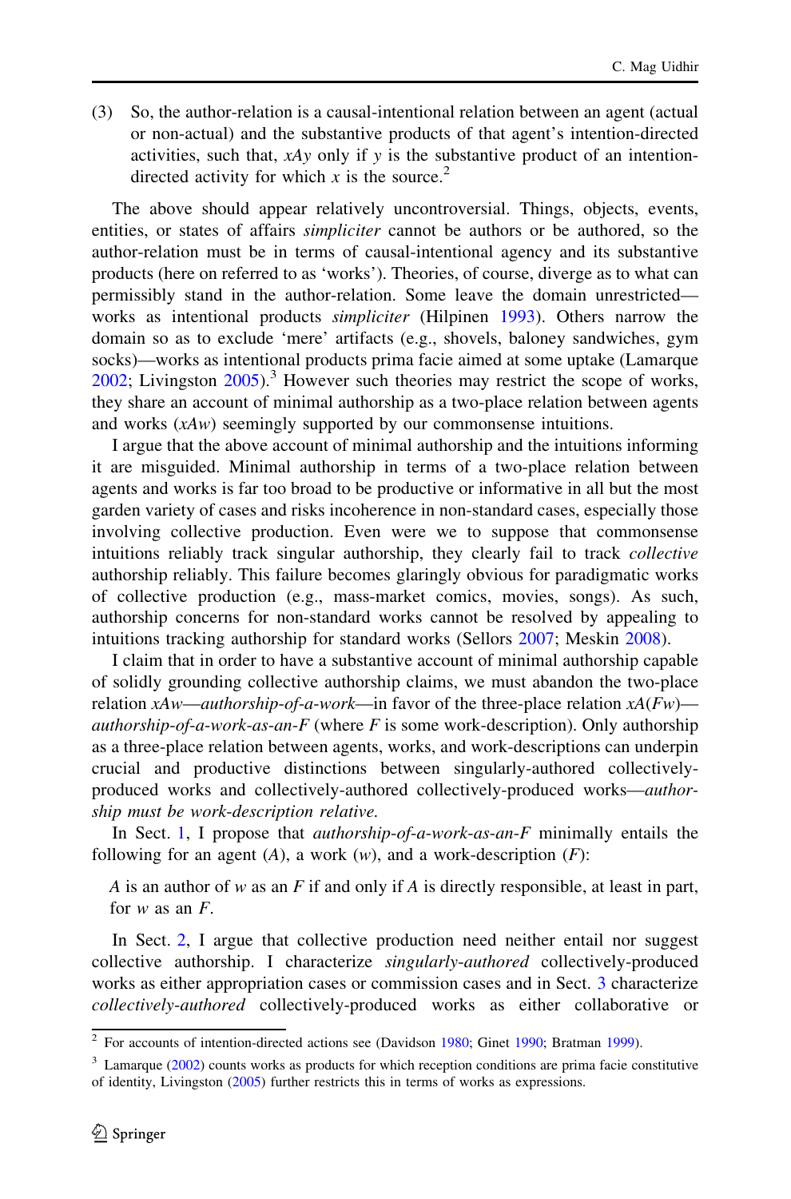(3) So, the author-relation is a causal-intentional relation between an agent (actual or non-actual) and the substantive products of that agent's intention-directed activities, such that, $xAy$ only if $y$ is the substantive product of an intention-directed activity for which $x$ is the source.[2]

The above should appear relatively uncontroversial. Things, objects, events, entities, or states of affairs *simpliciter* cannot be authors or be authored, so the author-relation must be in terms of causal-intentional agency and its substantive products (here on referred to as 'works'). Theories, of course, diverge as to what can permissibly stand in the author-relation. Some leave the domain unrestricted—works as intentional products *simpliciter* (Hilpinen 1993). Others narrow the domain so as to exclude 'mere' artifacts (e.g., shovels, baloney sandwiches, gym socks)—works as intentional products prima facie aimed at some uptake (Lamarque 2002; Livingston 2005).[3] However such theories may restrict the scope of works, they share an account of minimal authorship as a two-place relation between agents and works ($xAw$) seemingly supported by our commonsense intuitions.

I argue that the above account of minimal authorship and the intuitions informing it are misguided. Minimal authorship in terms of a two-place relation between agents and works is far too broad to be productive or informative in all but the most garden variety of cases and risks incoherence in non-standard cases, especially those involving collective production. Even were we to suppose that commonsense intuitions reliably track singular authorship, they clearly fail to track *collective* authorship reliably. This failure becomes glaringly obvious for paradigmatic works of collective production (e.g., mass-market comics, movies, songs). As such, authorship concerns for non-standard works cannot be resolved by appealing to intuitions tracking authorship for standard works (Sellors 2007; Meskin 2008).

I claim that in order to have a substantive account of minimal authorship capable of solidly grounding collective authorship claims, we must abandon the two-place relation $xAw$—*authorship-of-a-work*—in favor of the three-place relation $xA(Fw)$—*authorship-of-a-work-as-an-F* (where $F$ is some work-description). Only authorship as a three-place relation between agents, works, and work-descriptions can underpin crucial and productive distinctions between singularly-authored collectively-produced works and collectively-authored collectively-produced works—*authorship must be work-description relative.*

In Sect. 1, I propose that *authorship-of-a-work-as-an-F* minimally entails the following for an agent ($A$), a work ($w$), and a work-description ($F$):

> $A$ is an author of $w$ as an $F$ if and only if $A$ is directly responsible, at least in part, for $w$ as an $F$.

In Sect. 2, I argue that collective production need neither entail nor suggest collective authorship. I characterize *singularly-authored* collectively-produced works as either appropriation cases or commission cases and in Sect. 3 characterize *collectively-authored* collectively-produced works as either collaborative or

[2] For accounts of intention-directed actions see (Davidson 1980; Ginet 1990; Bratman 1999).

[3] Lamarque (2002) counts works as products for which reception conditions are prima facie constitutive of identity, Livingston (2005) further restricts this in terms of works as expressions.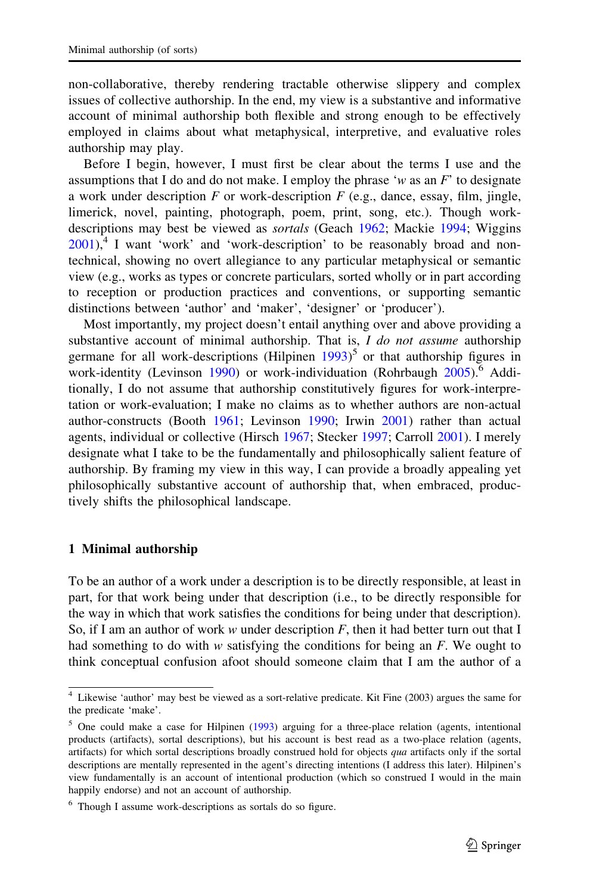non-collaborative, thereby rendering tractable otherwise slippery and complex issues of collective authorship. In the end, my view is a substantive and informative account of minimal authorship both flexible and strong enough to be effectively employed in claims about what metaphysical, interpretive, and evaluative roles authorship may play.

Before I begin, however, I must first be clear about the terms I use and the assumptions that I do and do not make. I employ the phrase '*w* as an *F*' to designate a work under description *F* or work-description *F* (e.g., dance, essay, film, jingle, limerick, novel, painting, photograph, poem, print, song, etc.). Though work-descriptions may best be viewed as *sortals* (Geach 1962; Mackie 1994; Wiggins 2001),[4] I want 'work' and 'work-description' to be reasonably broad and non-technical, showing no overt allegiance to any particular metaphysical or semantic view (e.g., works as types or concrete particulars, sorted wholly or in part according to reception or production practices and conventions, or supporting semantic distinctions between 'author' and 'maker', 'designer' or 'producer').

Most importantly, my project doesn't entail anything over and above providing a substantive account of minimal authorship. That is, *I do not assume* authorship germane for all work-descriptions (Hilpinen 1993)[5] or that authorship figures in work-identity (Levinson 1990) or work-individuation (Rohrbaugh 2005).[6] Additionally, I do not assume that authorship constitutively figures for work-interpretation or work-evaluation; I make no claims as to whether authors are non-actual author-constructs (Booth 1961; Levinson 1990; Irwin 2001) rather than actual agents, individual or collective (Hirsch 1967; Stecker 1997; Carroll 2001). I merely designate what I take to be the fundamentally and philosophically salient feature of authorship. By framing my view in this way, I can provide a broadly appealing yet philosophically substantive account of authorship that, when embraced, productively shifts the philosophical landscape.

## 1 Minimal authorship

To be an author of a work under a description is to be directly responsible, at least in part, for that work being under that description (i.e., to be directly responsible for the way in which that work satisfies the conditions for being under that description). So, if I am an author of work *w* under description *F*, then it had better turn out that I had something to do with *w* satisfying the conditions for being an *F*. We ought to think conceptual confusion afoot should someone claim that I am the author of a

---

[4] Likewise 'author' may best be viewed as a sort-relative predicate. Kit Fine (2003) argues the same for the predicate 'make'.

[5] One could make a case for Hilpinen (1993) arguing for a three-place relation (agents, intentional products (artifacts), sortal descriptions), but his account is best read as a two-place relation (agents, artifacts) for which sortal descriptions broadly construed hold for objects *qua* artifacts only if the sortal descriptions are mentally represented in the agent's directing intentions (I address this later). Hilpinen's view fundamentally is an account of intentional production (which so construed I would in the main happily endorse) and not an account of authorship.

[6] Though I assume work-descriptions as sortals do so figure.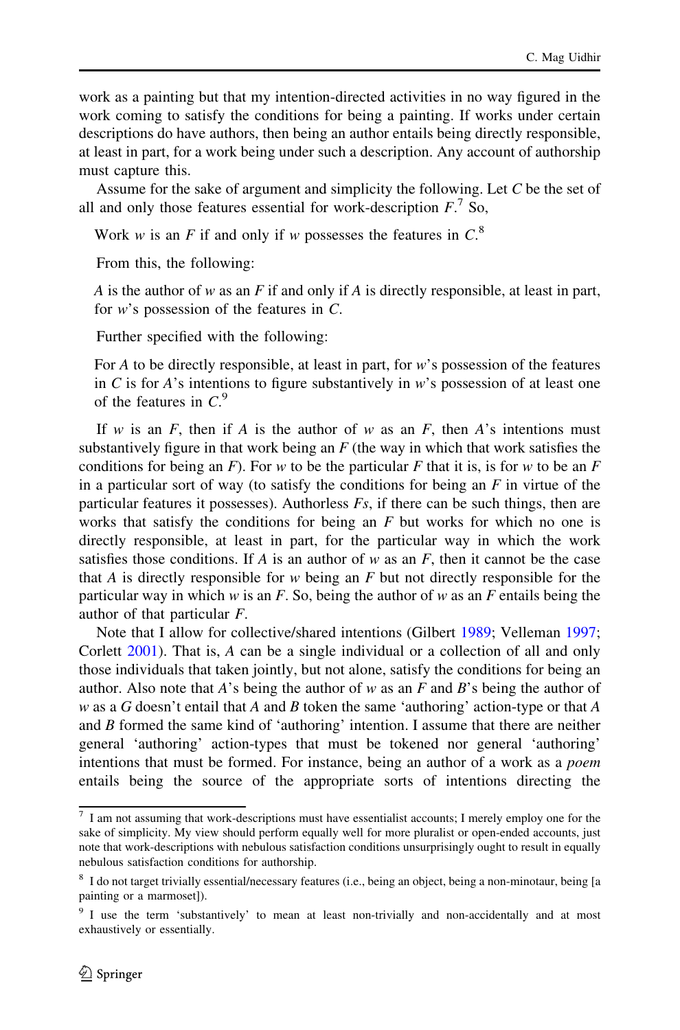work as a painting but that my intention-directed activities in no way figured in the work coming to satisfy the conditions for being a painting. If works under certain descriptions do have authors, then being an author entails being directly responsible, at least in part, for a work being under such a description. Any account of authorship must capture this.

Assume for the sake of argument and simplicity the following. Let *C* be the set of all and only those features essential for work-description *F*.[7] So,

> Work *w* is an *F* if and only if *w* possesses the features in *C*.[8]

From this, the following:

> *A* is the author of *w* as an *F* if and only if *A* is directly responsible, at least in part, for *w*'s possession of the features in *C*.

Further specified with the following:

> For *A* to be directly responsible, at least in part, for *w*'s possession of the features in *C* is for *A*'s intentions to figure substantively in *w*'s possession of at least one of the features in *C*.[9]

If *w* is an *F*, then if *A* is the author of *w* as an *F*, then *A*'s intentions must substantively figure in that work being an *F* (the way in which that work satisfies the conditions for being an *F*). For *w* to be the particular *F* that it is, is for *w* to be an *F* in a particular sort of way (to satisfy the conditions for being an *F* in virtue of the particular features it possesses). Authorless *Fs*, if there can be such things, then are works that satisfy the conditions for being an *F* but works for which no one is directly responsible, at least in part, for the particular way in which the work satisfies those conditions. If *A* is an author of *w* as an *F*, then it cannot be the case that *A* is directly responsible for *w* being an *F* but not directly responsible for the particular way in which *w* is an *F*. So, being the author of *w* as an *F* entails being the author of that particular *F*.

Note that I allow for collective/shared intentions (Gilbert 1989; Velleman 1997; Corlett 2001). That is, *A* can be a single individual or a collection of all and only those individuals that taken jointly, but not alone, satisfy the conditions for being an author. Also note that *A*'s being the author of *w* as an *F* and *B*'s being the author of *w* as a *G* doesn't entail that *A* and *B* token the same 'authoring' action-type or that *A* and *B* formed the same kind of 'authoring' intention. I assume that there are neither general 'authoring' action-types that must be tokened nor general 'authoring' intentions that must be formed. For instance, being an author of a work as a *poem* entails being the source of the appropriate sorts of intentions directing the

---

[7] I am not assuming that work-descriptions must have essentialist accounts; I merely employ one for the sake of simplicity. My view should perform equally well for more pluralist or open-ended accounts, just note that work-descriptions with nebulous satisfaction conditions unsurprisingly ought to result in equally nebulous satisfaction conditions for authorship.

[8] I do not target trivially essential/necessary features (i.e., being an object, being a non-minotaur, being [a painting or a marmoset]).

[9] I use the term 'substantively' to mean at least non-trivially and non-accidentally and at most exhaustively or essentially.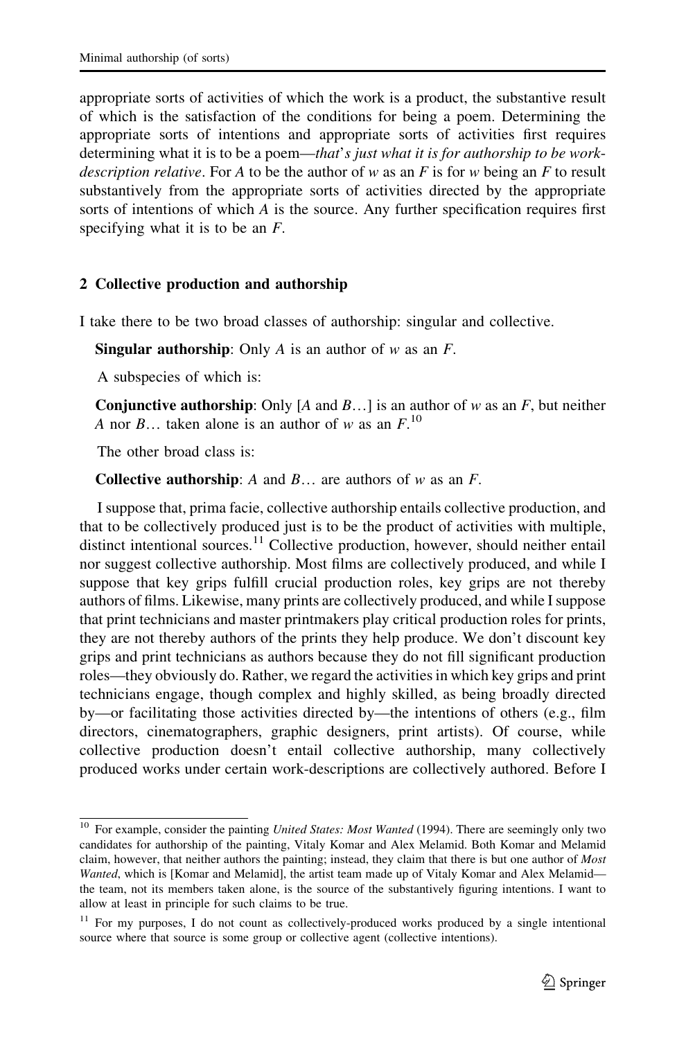appropriate sorts of activities of which the work is a product, the substantive result of which is the satisfaction of the conditions for being a poem. Determining the appropriate sorts of intentions and appropriate sorts of activities first requires determining what it is to be a poem—*that's just what it is for authorship to be work-description relative*. For *A* to be the author of *w* as an *F* is for *w* being an *F* to result substantively from the appropriate sorts of activities directed by the appropriate sorts of intentions of which *A* is the source. Any further specification requires first specifying what it is to be an *F*.

## 2 Collective production and authorship

I take there to be two broad classes of authorship: singular and collective.

**Singular authorship**: Only *A* is an author of *w* as an *F*.

A subspecies of which is:

**Conjunctive authorship**: Only [*A* and *B*…] is an author of *w* as an *F*, but neither *A* nor *B*… taken alone is an author of *w* as an *F*.[10]

The other broad class is:

**Collective authorship**: *A* and *B*… are authors of *w* as an *F*.

I suppose that, prima facie, collective authorship entails collective production, and that to be collectively produced just is to be the product of activities with multiple, distinct intentional sources.[11] Collective production, however, should neither entail nor suggest collective authorship. Most films are collectively produced, and while I suppose that key grips fulfill crucial production roles, key grips are not thereby authors of films. Likewise, many prints are collectively produced, and while I suppose that print technicians and master printmakers play critical production roles for prints, they are not thereby authors of the prints they help produce. We don't discount key grips and print technicians as authors because they do not fill significant production roles—they obviously do. Rather, we regard the activities in which key grips and print technicians engage, though complex and highly skilled, as being broadly directed by—or facilitating those activities directed by—the intentions of others (e.g., film directors, cinematographers, graphic designers, print artists). Of course, while collective production doesn't entail collective authorship, many collectively produced works under certain work-descriptions are collectively authored. Before I

---

[10] For example, consider the painting *United States: Most Wanted* (1994). There are seemingly only two candidates for authorship of the painting, Vitaly Komar and Alex Melamid. Both Komar and Melamid claim, however, that neither authors the painting; instead, they claim that there is but one author of *Most Wanted*, which is [Komar and Melamid], the artist team made up of Vitaly Komar and Alex Melamid—the team, not its members taken alone, is the source of the substantively figuring intentions. I want to allow at least in principle for such claims to be true.

[11] For my purposes, I do not count as collectively-produced works produced by a single intentional source where that source is some group or collective agent (collective intentions).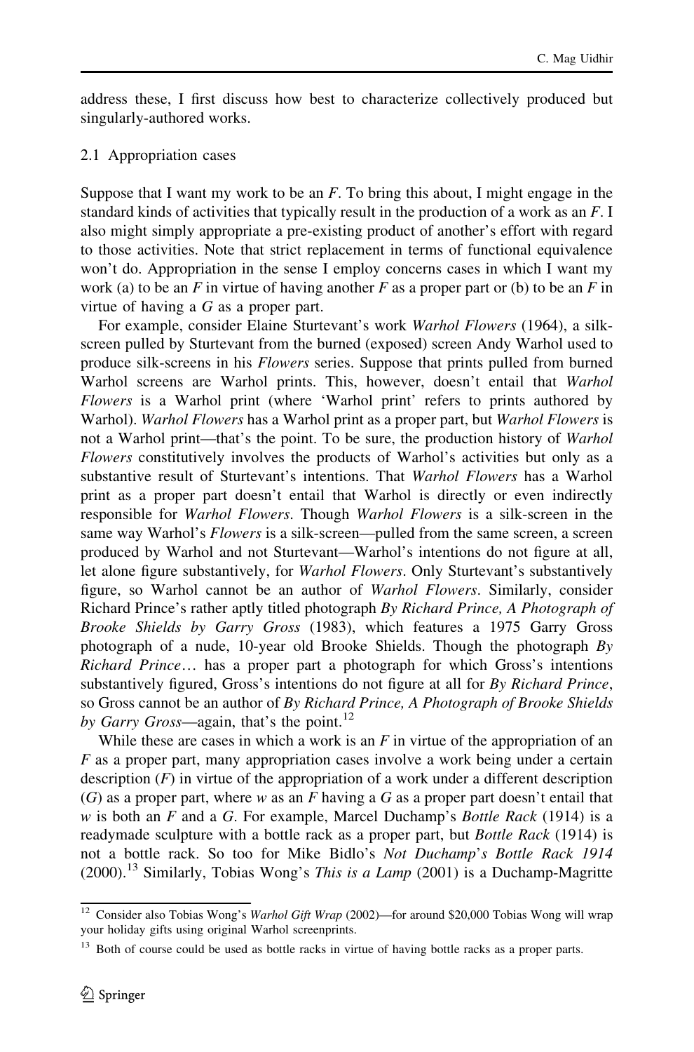address these, I first discuss how best to characterize collectively produced but singularly-authored works.

### 2.1 Appropriation cases

Suppose that I want my work to be an $F$. To bring this about, I might engage in the standard kinds of activities that typically result in the production of a work as an $F$. I also might simply appropriate a pre-existing product of another's effort with regard to those activities. Note that strict replacement in terms of functional equivalence won't do. Appropriation in the sense I employ concerns cases in which I want my work (a) to be an $F$ in virtue of having another $F$ as a proper part or (b) to be an $F$ in virtue of having a $G$ as a proper part.

For example, consider Elaine Sturtevant's work *Warhol Flowers* (1964), a silk-screen pulled by Sturtevant from the burned (exposed) screen Andy Warhol used to produce silk-screens in his *Flowers* series. Suppose that prints pulled from burned Warhol screens are Warhol prints. This, however, doesn't entail that *Warhol Flowers* is a Warhol print (where 'Warhol print' refers to prints authored by Warhol). *Warhol Flowers* has a Warhol print as a proper part, but *Warhol Flowers* is not a Warhol print—that's the point. To be sure, the production history of *Warhol Flowers* constitutively involves the products of Warhol's activities but only as a substantive result of Sturtevant's intentions. That *Warhol Flowers* has a Warhol print as a proper part doesn't entail that Warhol is directly or even indirectly responsible for *Warhol Flowers*. Though *Warhol Flowers* is a silk-screen in the same way Warhol's *Flowers* is a silk-screen—pulled from the same screen, a screen produced by Warhol and not Sturtevant—Warhol's intentions do not figure at all, let alone figure substantively, for *Warhol Flowers*. Only Sturtevant's substantively figure, so Warhol cannot be an author of *Warhol Flowers*. Similarly, consider Richard Prince's rather aptly titled photograph *By Richard Prince, A Photograph of Brooke Shields by Garry Gross* (1983), which features a 1975 Garry Gross photograph of a nude, 10-year old Brooke Shields. Though the photograph *By Richard Prince*… has a proper part a photograph for which Gross's intentions substantively figured, Gross's intentions do not figure at all for *By Richard Prince*, so Gross cannot be an author of *By Richard Prince, A Photograph of Brooke Shields by Garry Gross*—again, that's the point.[12]

While these are cases in which a work is an $F$ in virtue of the appropriation of an $F$ as a proper part, many appropriation cases involve a work being under a certain description ($F$) in virtue of the appropriation of a work under a different description ($G$) as a proper part, where $w$ as an $F$ having a $G$ as a proper part doesn't entail that $w$ is both an $F$ and a $G$. For example, Marcel Duchamp's *Bottle Rack* (1914) is a readymade sculpture with a bottle rack as a proper part, but *Bottle Rack* (1914) is not a bottle rack. So too for Mike Bidlo's *Not Duchamp's Bottle Rack 1914* (2000).[13] Similarly, Tobias Wong's *This is a Lamp* (2001) is a Duchamp-Magritte

---

[12] Consider also Tobias Wong's *Warhol Gift Wrap* (2002)—for around \$20,000 Tobias Wong will wrap your holiday gifts using original Warhol screenprints.

[13] Both of course could be used as bottle racks in virtue of having bottle racks as a proper parts.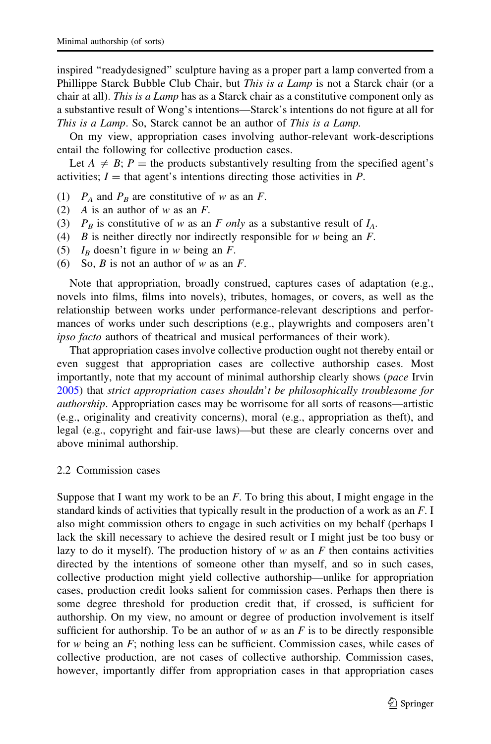inspired "readydesigned" sculpture having as a proper part a lamp converted from a Phillippe Starck Bubble Club Chair, but *This is a Lamp* is not a Starck chair (or a chair at all). *This is a Lamp* has as a Starck chair as a constitutive component only as a substantive result of Wong's intentions—Starck's intentions do not figure at all for *This is a Lamp*. So, Starck cannot be an author of *This is a Lamp.*

On my view, appropriation cases involving author-relevant work-descriptions entail the following for collective production cases.

Let $A \neq B$; $P =$ the products substantively resulting from the specified agent's activities; $I =$ that agent's intentions directing those activities in $P$.

(1) $P_A$ and $P_B$ are constitutive of $w$ as an $F$.
(2) $A$ is an author of $w$ as an $F$.
(3) $P_B$ is constitutive of $w$ as an $F$ *only* as a substantive result of $I_A$.
(4) $B$ is neither directly nor indirectly responsible for $w$ being an $F$.
(5) $I_B$ doesn't figure in $w$ being an $F$.
(6) So, $B$ is not an author of $w$ as an $F$.

Note that appropriation, broadly construed, captures cases of adaptation (e.g., novels into films, films into novels), tributes, homages, or covers, as well as the relationship between works under performance-relevant descriptions and performances of works under such descriptions (e.g., playwrights and composers aren't *ipso facto* authors of theatrical and musical performances of their work).

That appropriation cases involve collective production ought not thereby entail or even suggest that appropriation cases are collective authorship cases. Most importantly, note that my account of minimal authorship clearly shows (*pace* Irvin 2005) that *strict appropriation cases shouldn't be philosophically troublesome for authorship*. Appropriation cases may be worrisome for all sorts of reasons—artistic (e.g., originality and creativity concerns), moral (e.g., appropriation as theft), and legal (e.g., copyright and fair-use laws)—but these are clearly concerns over and above minimal authorship.

### 2.2 Commission cases

Suppose that I want my work to be an $F$. To bring this about, I might engage in the standard kinds of activities that typically result in the production of a work as an $F$. I also might commission others to engage in such activities on my behalf (perhaps I lack the skill necessary to achieve the desired result or I might just be too busy or lazy to do it myself). The production history of $w$ as an $F$ then contains activities directed by the intentions of someone other than myself, and so in such cases, collective production might yield collective authorship—unlike for appropriation cases, production credit looks salient for commission cases. Perhaps then there is some degree threshold for production credit that, if crossed, is sufficient for authorship. On my view, no amount or degree of production involvement is itself sufficient for authorship. To be an author of $w$ as an $F$ is to be directly responsible for $w$ being an $F$; nothing less can be sufficient. Commission cases, while cases of collective production, are not cases of collective authorship. Commission cases, however, importantly differ from appropriation cases in that appropriation cases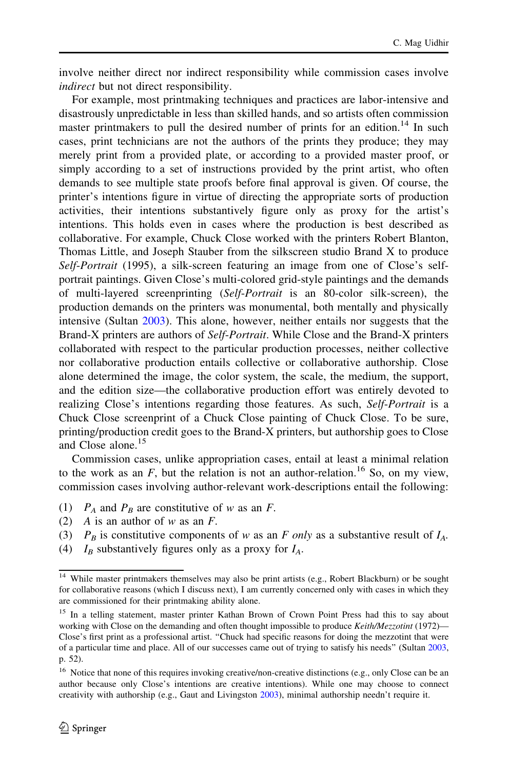involve neither direct nor indirect responsibility while commission cases involve *indirect* but not direct responsibility.

For example, most printmaking techniques and practices are labor-intensive and disastrously unpredictable in less than skilled hands, and so artists often commission master printmakers to pull the desired number of prints for an edition.[14] In such cases, print technicians are not the authors of the prints they produce; they may merely print from a provided plate, or according to a provided master proof, or simply according to a set of instructions provided by the print artist, who often demands to see multiple state proofs before final approval is given. Of course, the printer's intentions figure in virtue of directing the appropriate sorts of production activities, their intentions substantively figure only as proxy for the artist's intentions. This holds even in cases where the production is best described as collaborative. For example, Chuck Close worked with the printers Robert Blanton, Thomas Little, and Joseph Stauber from the silkscreen studio Brand X to produce *Self-Portrait* (1995), a silk-screen featuring an image from one of Close's self-portrait paintings. Given Close's multi-colored grid-style paintings and the demands of multi-layered screenprinting (*Self-Portrait* is an 80-color silk-screen), the production demands on the printers was monumental, both mentally and physically intensive (Sultan 2003). This alone, however, neither entails nor suggests that the Brand-X printers are authors of *Self-Portrait*. While Close and the Brand-X printers collaborated with respect to the particular production processes, neither collective nor collaborative production entails collective or collaborative authorship. Close alone determined the image, the color system, the scale, the medium, the support, and the edition size—the collaborative production effort was entirely devoted to realizing Close's intentions regarding those features. As such, *Self-Portrait* is a Chuck Close screenprint of a Chuck Close painting of Chuck Close. To be sure, printing/production credit goes to the Brand-X printers, but authorship goes to Close and Close alone.[15]

Commission cases, unlike appropriation cases, entail at least a minimal relation to the work as an $F$, but the relation is not an author-relation.[16] So, on my view, commission cases involving author-relevant work-descriptions entail the following:

(1) $P_A$ and $P_B$ are constitutive of $w$ as an $F$.
(2) $A$ is an author of $w$ as an $F$.
(3) $P_B$ is constitutive components of $w$ as an $F$ *only* as a substantive result of $I_A$.
(4) $I_B$ substantively figures only as a proxy for $I_A$.

---

[14] While master printmakers themselves may also be print artists (e.g., Robert Blackburn) or be sought for collaborative reasons (which I discuss next), I am currently concerned only with cases in which they are commissioned for their printmaking ability alone.

[15] In a telling statement, master printer Kathan Brown of Crown Point Press had this to say about working with Close on the demanding and often thought impossible to produce *Keith/Mezzotint* (1972)—Close's first print as a professional artist. "Chuck had specific reasons for doing the mezzotint that were of a particular time and place. All of our successes came out of trying to satisfy his needs" (Sultan 2003, p. 52).

[16] Notice that none of this requires invoking creative/non-creative distinctions (e.g., only Close can be an author because only Close's intentions are creative intentions). While one may choose to connect creativity with authorship (e.g., Gaut and Livingston 2003), minimal authorship needn't require it.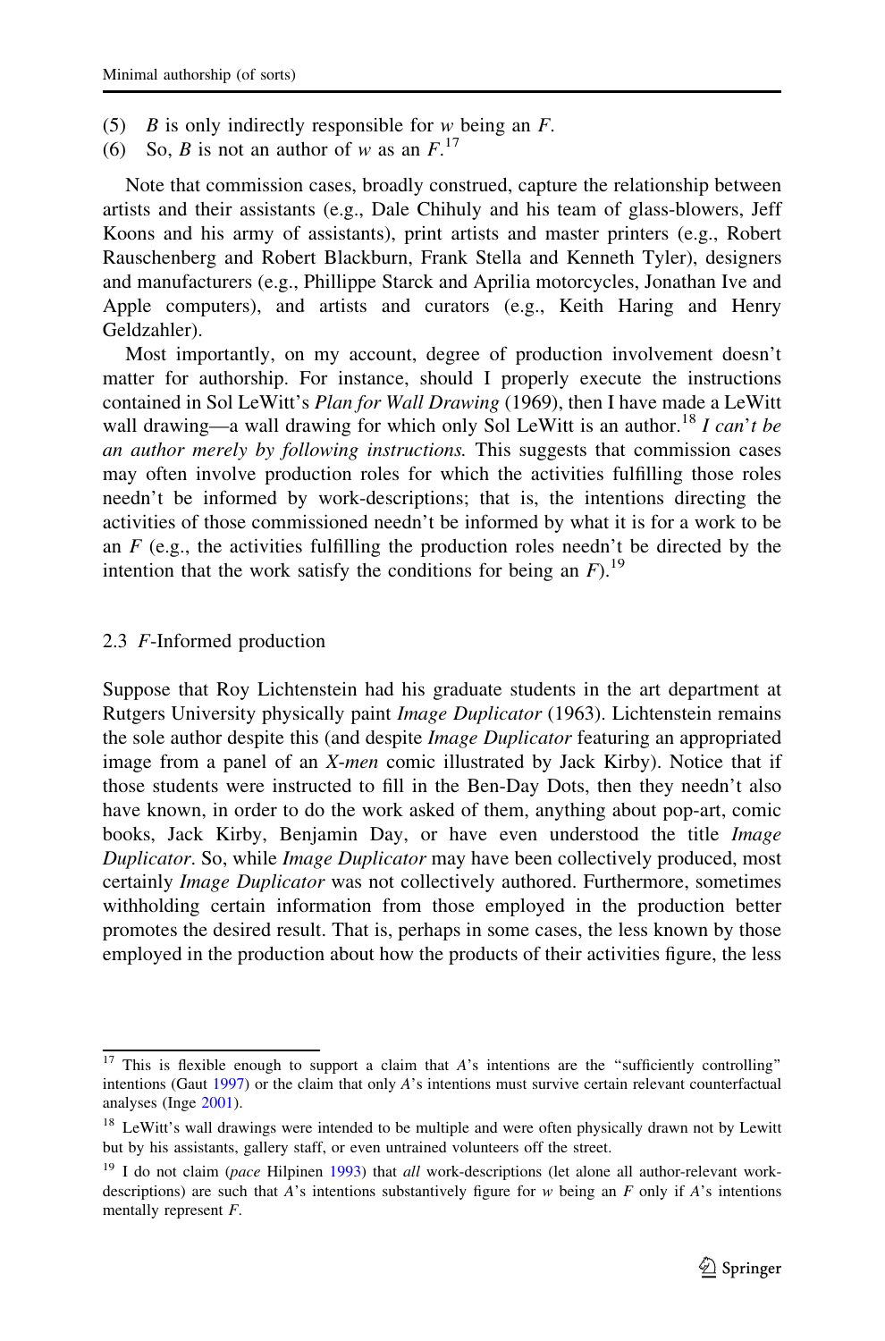(5) $B$ is only indirectly responsible for $w$ being an $F$.

(6) So, $B$ is not an author of $w$ as an $F$.[17]

Note that commission cases, broadly construed, capture the relationship between artists and their assistants (e.g., Dale Chihuly and his team of glass-blowers, Jeff Koons and his army of assistants), print artists and master printers (e.g., Robert Rauschenberg and Robert Blackburn, Frank Stella and Kenneth Tyler), designers and manufacturers (e.g., Phillippe Starck and Aprilia motorcycles, Jonathan Ive and Apple computers), and artists and curators (e.g., Keith Haring and Henry Geldzahler).

Most importantly, on my account, degree of production involvement doesn't matter for authorship. For instance, should I properly execute the instructions contained in Sol LeWitt's *Plan for Wall Drawing* (1969), then I have made a LeWitt wall drawing—a wall drawing for which only Sol LeWitt is an author.[18] *I can't be an author merely by following instructions.* This suggests that commission cases may often involve production roles for which the activities fulfilling those roles needn't be informed by work-descriptions; that is, the intentions directing the activities of those commissioned needn't be informed by what it is for a work to be an $F$ (e.g., the activities fulfilling the production roles needn't be directed by the intention that the work satisfy the conditions for being an $F$).[19]

### 2.3 *F*-Informed production

Suppose that Roy Lichtenstein had his graduate students in the art department at Rutgers University physically paint *Image Duplicator* (1963). Lichtenstein remains the sole author despite this (and despite *Image Duplicator* featuring an appropriated image from a panel of an *X-men* comic illustrated by Jack Kirby). Notice that if those students were instructed to fill in the Ben-Day Dots, then they needn't also have known, in order to do the work asked of them, anything about pop-art, comic books, Jack Kirby, Benjamin Day, or have even understood the title *Image Duplicator*. So, while *Image Duplicator* may have been collectively produced, most certainly *Image Duplicator* was not collectively authored. Furthermore, sometimes withholding certain information from those employed in the production better promotes the desired result. That is, perhaps in some cases, the less known by those employed in the production about how the products of their activities figure, the less

---

[17] This is flexible enough to support a claim that $A$'s intentions are the "sufficiently controlling" intentions (Gaut 1997) or the claim that only $A$'s intentions must survive certain relevant counterfactual analyses (Inge 2001).

[18] LeWitt's wall drawings were intended to be multiple and were often physically drawn not by Lewitt but by his assistants, gallery staff, or even untrained volunteers off the street.

[19] I do not claim (*pace* Hilpinen 1993) that *all* work-descriptions (let alone all author-relevant work-descriptions) are such that $A$'s intentions substantively figure for $w$ being an $F$ only if $A$'s intentions mentally represent $F$.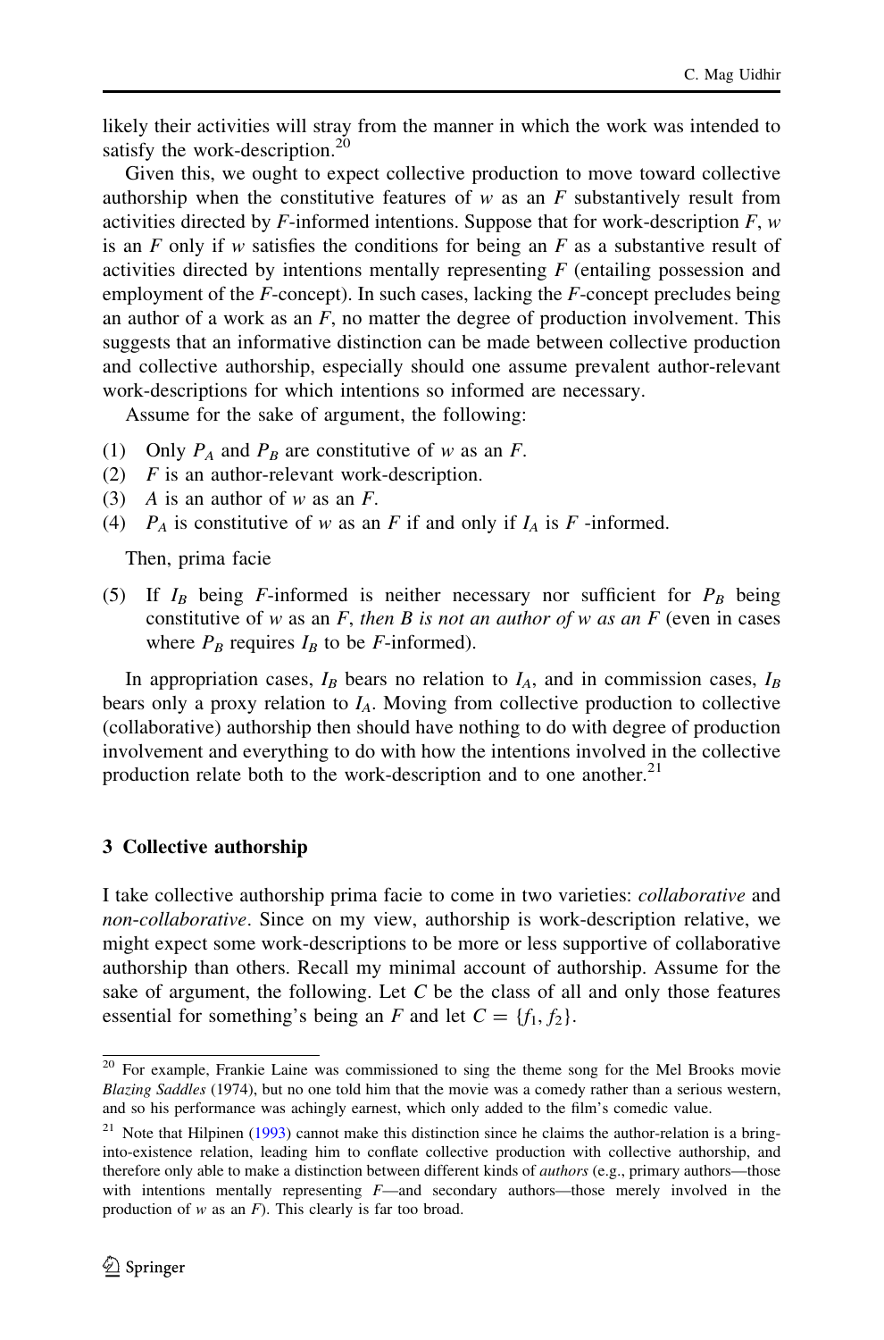likely their activities will stray from the manner in which the work was intended to satisfy the work-description.[20]

Given this, we ought to expect collective production to move toward collective authorship when the constitutive features of $w$ as an $F$ substantively result from activities directed by $F$-informed intentions. Suppose that for work-description $F$, $w$ is an $F$ only if $w$ satisfies the conditions for being an $F$ as a substantive result of activities directed by intentions mentally representing $F$ (entailing possession and employment of the $F$-concept). In such cases, lacking the $F$-concept precludes being an author of a work as an $F$, no matter the degree of production involvement. This suggests that an informative distinction can be made between collective production and collective authorship, especially should one assume prevalent author-relevant work-descriptions for which intentions so informed are necessary.

Assume for the sake of argument, the following:

(1) Only $P_A$ and $P_B$ are constitutive of $w$ as an $F$.
(2) $F$ is an author-relevant work-description.
(3) $A$ is an author of $w$ as an $F$.
(4) $P_A$ is constitutive of $w$ as an $F$ if and only if $I_A$ is $F$ -informed.

Then, prima facie

(5) If $I_B$ being $F$-informed is neither necessary nor sufficient for $P_B$ being constitutive of $w$ as an $F$, *then B is not an author of w as an F* (even in cases where $P_B$ requires $I_B$ to be $F$-informed).

In appropriation cases, $I_B$ bears no relation to $I_A$, and in commission cases, $I_B$ bears only a proxy relation to $I_A$. Moving from collective production to collective (collaborative) authorship then should have nothing to do with degree of production involvement and everything to do with how the intentions involved in the collective production relate both to the work-description and to one another.[21]

## 3 Collective authorship

I take collective authorship prima facie to come in two varieties: *collaborative* and *non-collaborative*. Since on my view, authorship is work-description relative, we might expect some work-descriptions to be more or less supportive of collaborative authorship than others. Recall my minimal account of authorship. Assume for the sake of argument, the following. Let $C$ be the class of all and only those features essential for something's being an $F$ and let $C = \{f_1, f_2\}$.

---

[20] For example, Frankie Laine was commissioned to sing the theme song for the Mel Brooks movie *Blazing Saddles* (1974), but no one told him that the movie was a comedy rather than a serious western, and so his performance was achingly earnest, which only added to the film's comedic value.

[21] Note that Hilpinen (1993) cannot make this distinction since he claims the author-relation is a bring-into-existence relation, leading him to conflate collective production with collective authorship, and therefore only able to make a distinction between different kinds of *authors* (e.g., primary authors—those with intentions mentally representing $F$—and secondary authors—those merely involved in the production of $w$ as an $F$). This clearly is far too broad.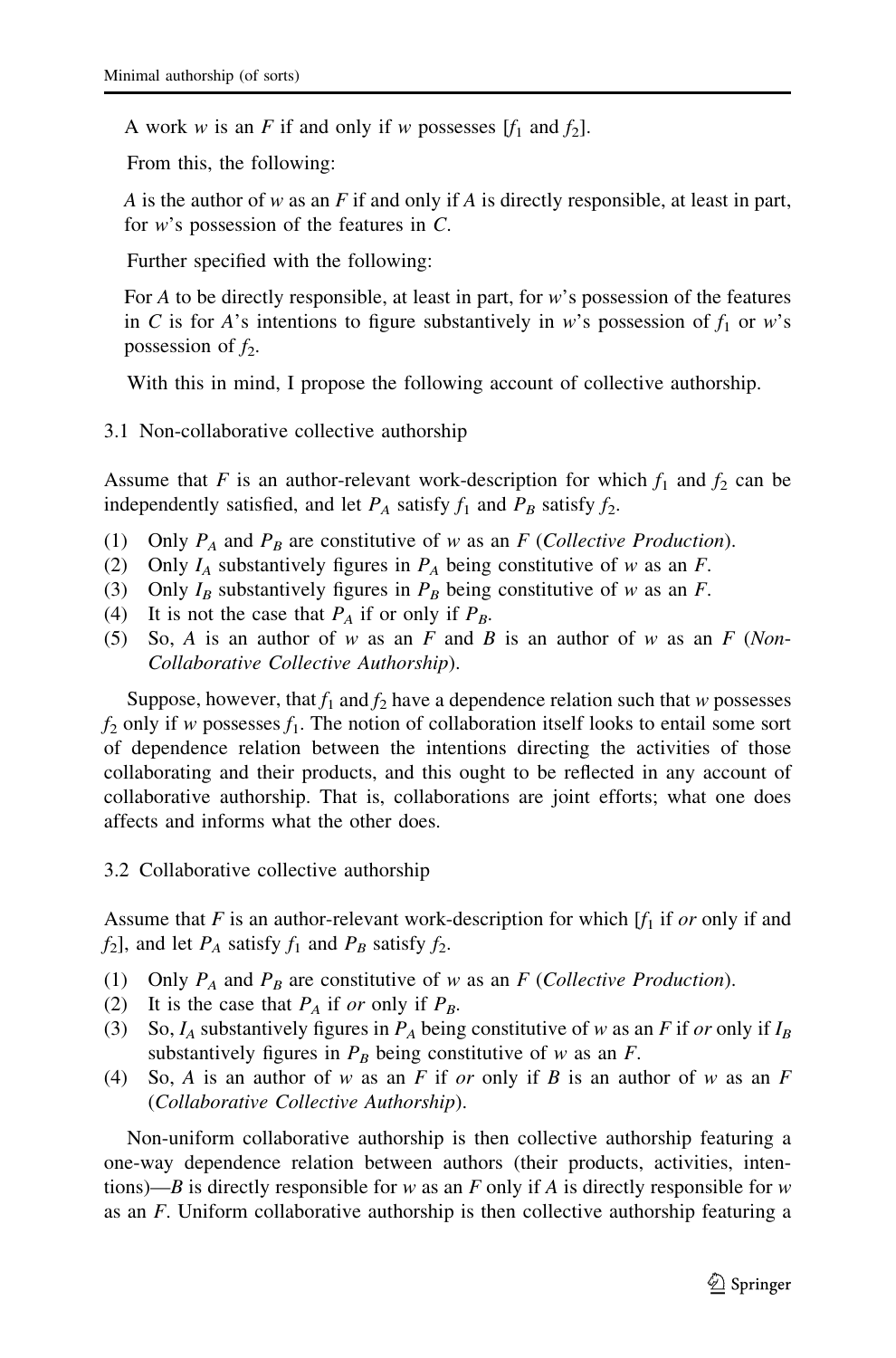A work $w$ is an $F$ if and only if $w$ possesses [$f_1$ and $f_2$].

From this, the following:

$A$ is the author of $w$ as an $F$ if and only if $A$ is directly responsible, at least in part, for $w$'s possession of the features in $C$.

Further specified with the following:

For $A$ to be directly responsible, at least in part, for $w$'s possession of the features in $C$ is for $A$'s intentions to figure substantively in $w$'s possession of $f_1$ or $w$'s possession of $f_2$.

With this in mind, I propose the following account of collective authorship.

### 3.1 Non-collaborative collective authorship

Assume that $F$ is an author-relevant work-description for which $f_1$ and $f_2$ can be independently satisfied, and let $P_A$ satisfy $f_1$ and $P_B$ satisfy $f_2$.

(1) Only $P_A$ and $P_B$ are constitutive of $w$ as an $F$ (*Collective Production*).
(2) Only $I_A$ substantively figures in $P_A$ being constitutive of $w$ as an $F$.
(3) Only $I_B$ substantively figures in $P_B$ being constitutive of $w$ as an $F$.
(4) It is not the case that $P_A$ if or only if $P_B$.
(5) So, $A$ is an author of $w$ as an $F$ and $B$ is an author of $w$ as an $F$ (*Non-Collaborative Collective Authorship*).

Suppose, however, that $f_1$ and $f_2$ have a dependence relation such that $w$ possesses $f_2$ only if $w$ possesses $f_1$. The notion of collaboration itself looks to entail some sort of dependence relation between the intentions directing the activities of those collaborating and their products, and this ought to be reflected in any account of collaborative authorship. That is, collaborations are joint efforts; what one does affects and informs what the other does.

### 3.2 Collaborative collective authorship

Assume that $F$ is an author-relevant work-description for which [$f_1$ if *or* only if and $f_2$], and let $P_A$ satisfy $f_1$ and $P_B$ satisfy $f_2$.

(1) Only $P_A$ and $P_B$ are constitutive of $w$ as an $F$ (*Collective Production*).
(2) It is the case that $P_A$ if *or* only if $P_B$.
(3) So, $I_A$ substantively figures in $P_A$ being constitutive of $w$ as an $F$ if *or* only if $I_B$ substantively figures in $P_B$ being constitutive of $w$ as an $F$.
(4) So, $A$ is an author of $w$ as an $F$ if *or* only if $B$ is an author of $w$ as an $F$ (*Collaborative Collective Authorship*).

Non-uniform collaborative authorship is then collective authorship featuring a one-way dependence relation between authors (their products, activities, intentions)—$B$ is directly responsible for $w$ as an $F$ only if $A$ is directly responsible for $w$ as an $F$. Uniform collaborative authorship is then collective authorship featuring a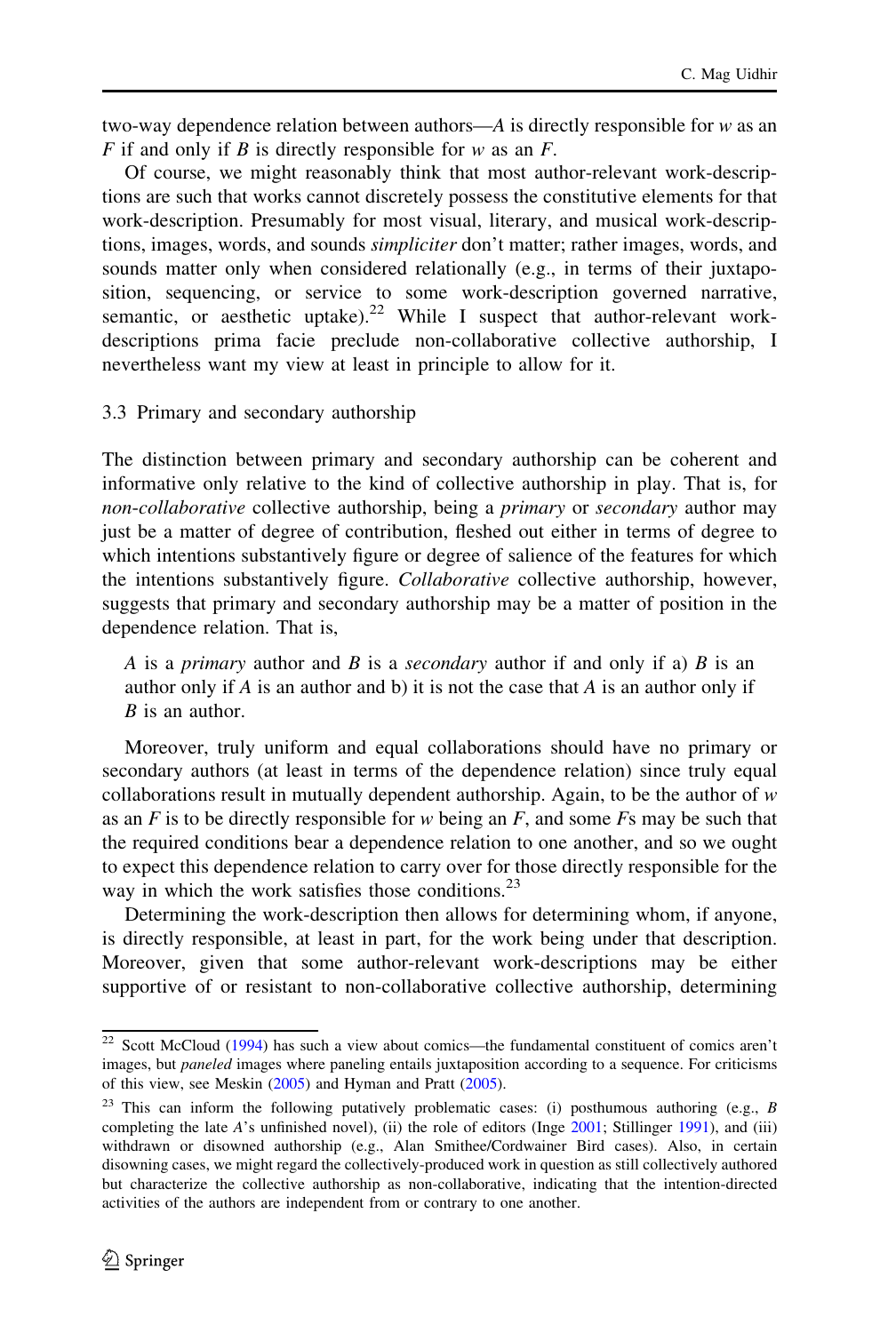two-way dependence relation between authors—$A$ is directly responsible for $w$ as an $F$ if and only if $B$ is directly responsible for $w$ as an $F$.

Of course, we might reasonably think that most author-relevant work-descriptions are such that works cannot discretely possess the constitutive elements for that work-description. Presumably for most visual, literary, and musical work-descriptions, images, words, and sounds *simpliciter* don't matter; rather images, words, and sounds matter only when considered relationally (e.g., in terms of their juxtaposition, sequencing, or service to some work-description governed narrative, semantic, or aesthetic uptake).[22] While I suspect that author-relevant work-descriptions prima facie preclude non-collaborative collective authorship, I nevertheless want my view at least in principle to allow for it.

### 3.3 Primary and secondary authorship

The distinction between primary and secondary authorship can be coherent and informative only relative to the kind of collective authorship in play. That is, for *non-collaborative* collective authorship, being a *primary* or *secondary* author may just be a matter of degree of contribution, fleshed out either in terms of degree to which intentions substantively figure or degree of salience of the features for which the intentions substantively figure. *Collaborative* collective authorship, however, suggests that primary and secondary authorship may be a matter of position in the dependence relation. That is,

> $A$ is a *primary* author and $B$ is a *secondary* author if and only if a) $B$ is an author only if $A$ is an author and b) it is not the case that $A$ is an author only if $B$ is an author.

Moreover, truly uniform and equal collaborations should have no primary or secondary authors (at least in terms of the dependence relation) since truly equal collaborations result in mutually dependent authorship. Again, to be the author of $w$ as an $F$ is to be directly responsible for $w$ being an $F$, and some $F$s may be such that the required conditions bear a dependence relation to one another, and so we ought to expect this dependence relation to carry over for those directly responsible for the way in which the work satisfies those conditions.[23]

Determining the work-description then allows for determining whom, if anyone, is directly responsible, at least in part, for the work being under that description. Moreover, given that some author-relevant work-descriptions may be either supportive of or resistant to non-collaborative collective authorship, determining

---

[22] Scott McCloud (1994) has such a view about comics—the fundamental constituent of comics aren't images, but *paneled* images where paneling entails juxtaposition according to a sequence. For criticisms of this view, see Meskin (2005) and Hyman and Pratt (2005).

[23] This can inform the following putatively problematic cases: (i) posthumous authoring (e.g., $B$ completing the late $A$'s unfinished novel), (ii) the role of editors (Inge 2001; Stillinger 1991), and (iii) withdrawn or disowned authorship (e.g., Alan Smithee/Cordwainer Bird cases). Also, in certain disowning cases, we might regard the collectively-produced work in question as still collectively authored but characterize the collective authorship as non-collaborative, indicating that the intention-directed activities of the authors are independent from or contrary to one another.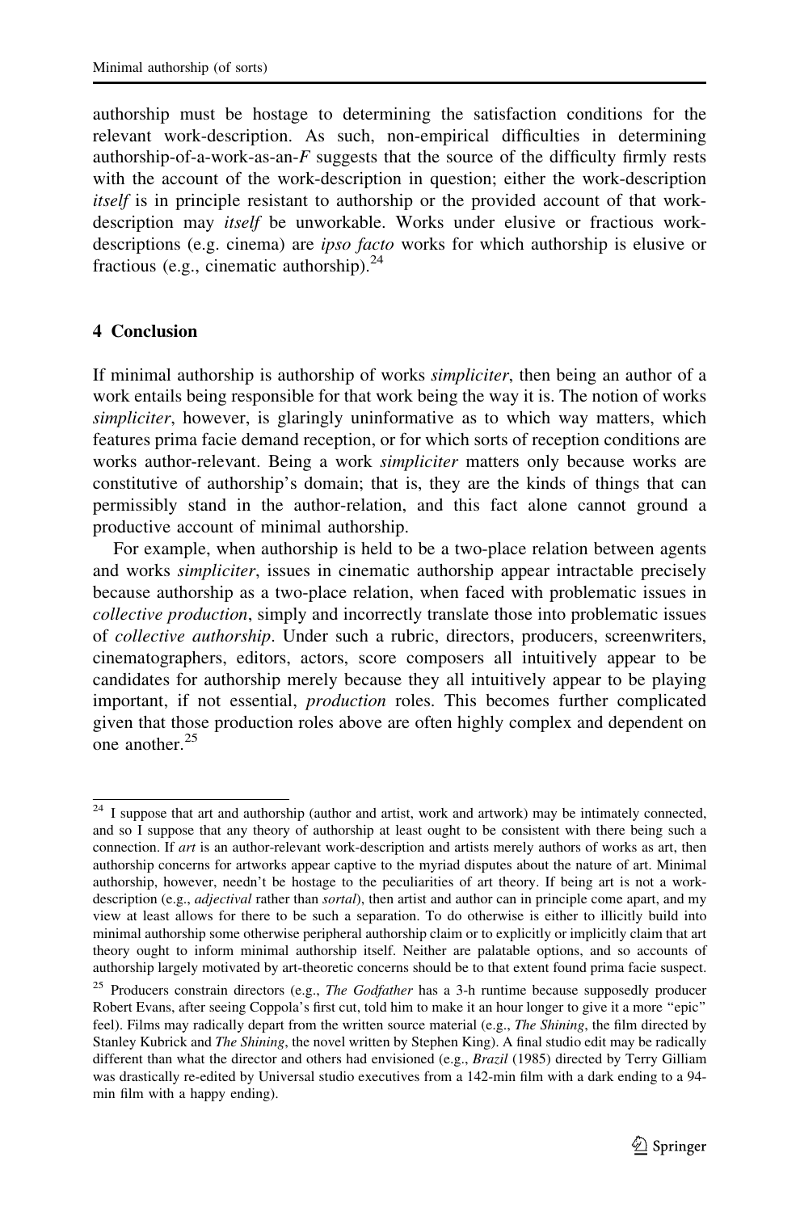authorship must be hostage to determining the satisfaction conditions for the relevant work-description. As such, non-empirical difficulties in determining authorship-of-a-work-as-an-$F$ suggests that the source of the difficulty firmly rests with the account of the work-description in question; either the work-description *itself* is in principle resistant to authorship or the provided account of that work-description may *itself* be unworkable. Works under elusive or fractious work-descriptions (e.g. cinema) are *ipso facto* works for which authorship is elusive or fractious (e.g., cinematic authorship).[24]

## 4 Conclusion

If minimal authorship is authorship of works *simpliciter*, then being an author of a work entails being responsible for that work being the way it is. The notion of works *simpliciter*, however, is glaringly uninformative as to which way matters, which features prima facie demand reception, or for which sorts of reception conditions are works author-relevant. Being a work *simpliciter* matters only because works are constitutive of authorship's domain; that is, they are the kinds of things that can permissibly stand in the author-relation, and this fact alone cannot ground a productive account of minimal authorship.

For example, when authorship is held to be a two-place relation between agents and works *simpliciter*, issues in cinematic authorship appear intractable precisely because authorship as a two-place relation, when faced with problematic issues in *collective production*, simply and incorrectly translate those into problematic issues of *collective authorship*. Under such a rubric, directors, producers, screenwriters, cinematographers, editors, actors, score composers all intuitively appear to be candidates for authorship merely because they all intuitively appear to be playing important, if not essential, *production* roles. This becomes further complicated given that those production roles above are often highly complex and dependent on one another.[25]

---

[24] I suppose that art and authorship (author and artist, work and artwork) may be intimately connected, and so I suppose that any theory of authorship at least ought to be consistent with there being such a connection. If *art* is an author-relevant work-description and artists merely authors of works as art, then authorship concerns for artworks appear captive to the myriad disputes about the nature of art. Minimal authorship, however, needn't be hostage to the peculiarities of art theory. If being art is not a work-description (e.g., *adjectival* rather than *sortal*), then artist and author can in principle come apart, and my view at least allows for there to be such a separation. To do otherwise is either to illicitly build into minimal authorship some otherwise peripheral authorship claim or to explicitly or implicitly claim that art theory ought to inform minimal authorship itself. Neither are palatable options, and so accounts of authorship largely motivated by art-theoretic concerns should be to that extent found prima facie suspect.

[25] Producers constrain directors (e.g., *The Godfather* has a 3-h runtime because supposedly producer Robert Evans, after seeing Coppola's first cut, told him to make it an hour longer to give it a more "epic" feel). Films may radically depart from the written source material (e.g., *The Shining*, the film directed by Stanley Kubrick and *The Shining*, the novel written by Stephen King). A final studio edit may be radically different than what the director and others had envisioned (e.g., *Brazil* (1985) directed by Terry Gilliam was drastically re-edited by Universal studio executives from a 142-min film with a dark ending to a 94-min film with a happy ending).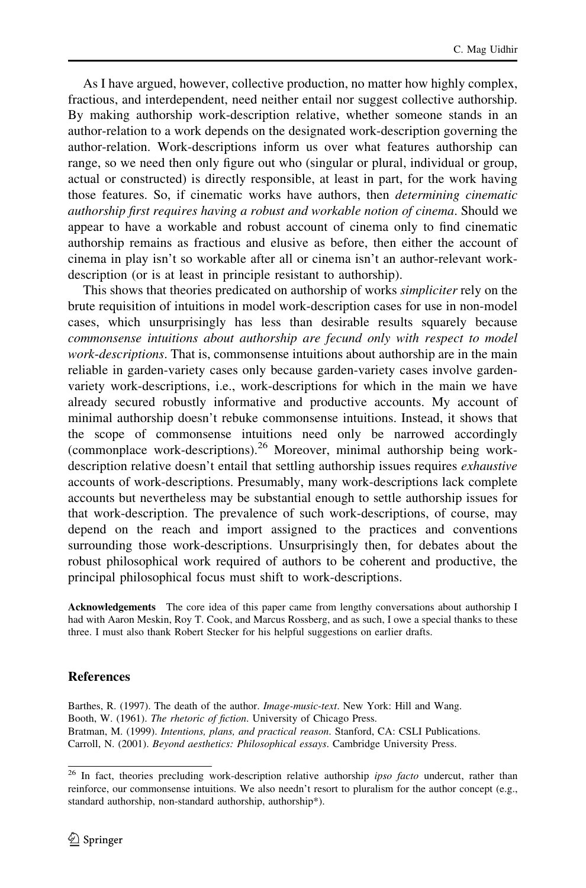As I have argued, however, collective production, no matter how highly complex, fractious, and interdependent, need neither entail nor suggest collective authorship. By making authorship work-description relative, whether someone stands in an author-relation to a work depends on the designated work-description governing the author-relation. Work-descriptions inform us over what features authorship can range, so we need then only figure out who (singular or plural, individual or group, actual or constructed) is directly responsible, at least in part, for the work having those features. So, if cinematic works have authors, then *determining cinematic authorship first requires having a robust and workable notion of cinema*. Should we appear to have a workable and robust account of cinema only to find cinematic authorship remains as fractious and elusive as before, then either the account of cinema in play isn't so workable after all or cinema isn't an author-relevant work-description (or is at least in principle resistant to authorship).

This shows that theories predicated on authorship of works *simpliciter* rely on the brute requisition of intuitions in model work-description cases for use in non-model cases, which unsurprisingly has less than desirable results squarely because *commonsense intuitions about authorship are fecund only with respect to model work-descriptions*. That is, commonsense intuitions about authorship are in the main reliable in garden-variety cases only because garden-variety cases involve garden-variety work-descriptions, i.e., work-descriptions for which in the main we have already secured robustly informative and productive accounts. My account of minimal authorship doesn't rebuke commonsense intuitions. Instead, it shows that the scope of commonsense intuitions need only be narrowed accordingly (commonplace work-descriptions).[26] Moreover, minimal authorship being work-description relative doesn't entail that settling authorship issues requires *exhaustive* accounts of work-descriptions. Presumably, many work-descriptions lack complete accounts but nevertheless may be substantial enough to settle authorship issues for that work-description. The prevalence of such work-descriptions, of course, may depend on the reach and import assigned to the practices and conventions surrounding those work-descriptions. Unsurprisingly then, for debates about the robust philosophical work required of authors to be coherent and productive, the principal philosophical focus must shift to work-descriptions.

**Acknowledgements** The core idea of this paper came from lengthy conversations about authorship I had with Aaron Meskin, Roy T. Cook, and Marcus Rossberg, and as such, I owe a special thanks to these three. I must also thank Robert Stecker for his helpful suggestions on earlier drafts.

## References

Barthes, R. (1997). The death of the author. *Image-music-text*. New York: Hill and Wang.

Booth, W. (1961). *The rhetoric of fiction*. University of Chicago Press.

Bratman, M. (1999). *Intentions, plans, and practical reason*. Stanford, CA: CSLI Publications.

Carroll, N. (2001). *Beyond aesthetics: Philosophical essays*. Cambridge University Press.

[26] In fact, theories precluding work-description relative authorship *ipso facto* undercut, rather than reinforce, our commonsense intuitions. We also needn't resort to pluralism for the author concept (e.g., standard authorship, non-standard authorship, authorship*).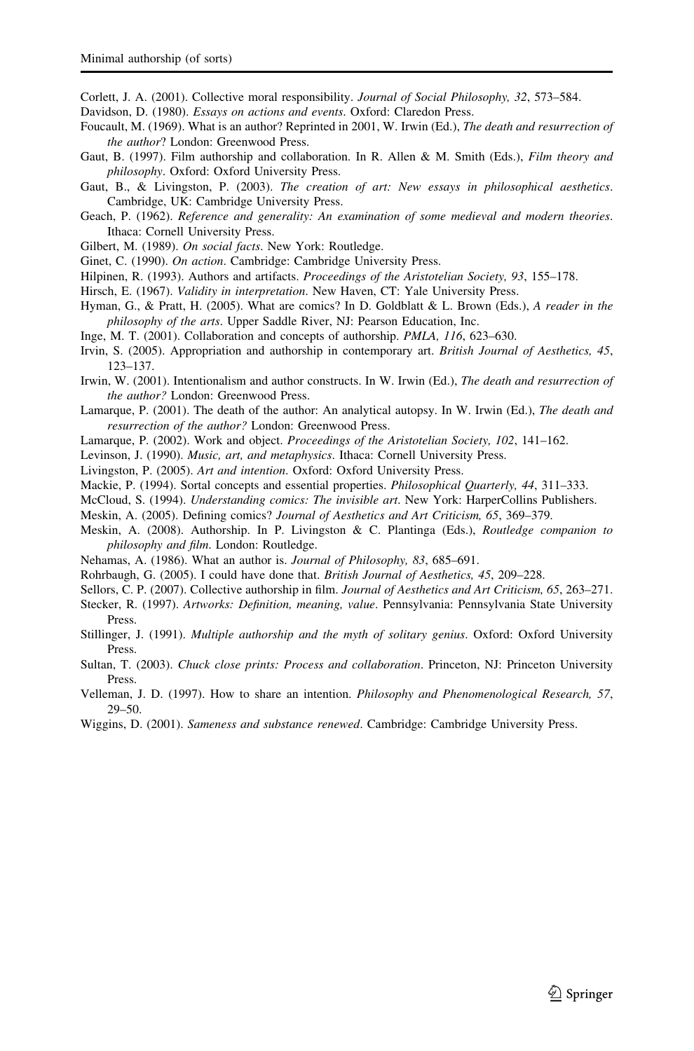Corlett, J. A. (2001). Collective moral responsibility. *Journal of Social Philosophy, 32*, 573–584.

Davidson, D. (1980). *Essays on actions and events*. Oxford: Claredon Press.

Foucault, M. (1969). What is an author? Reprinted in 2001, W. Irwin (Ed.), *The death and resurrection of the author*? London: Greenwood Press.

Gaut, B. (1997). Film authorship and collaboration. In R. Allen & M. Smith (Eds.), *Film theory and philosophy*. Oxford: Oxford University Press.

Gaut, B., & Livingston, P. (2003). *The creation of art: New essays in philosophical aesthetics*. Cambridge, UK: Cambridge University Press.

Geach, P. (1962). *Reference and generality: An examination of some medieval and modern theories*. Ithaca: Cornell University Press.

Gilbert, M. (1989). *On social facts*. New York: Routledge.

Ginet, C. (1990). *On action*. Cambridge: Cambridge University Press.

Hilpinen, R. (1993). Authors and artifacts. *Proceedings of the Aristotelian Society, 93*, 155–178.

Hirsch, E. (1967). *Validity in interpretation*. New Haven, CT: Yale University Press.

Hyman, G., & Pratt, H. (2005). What are comics? In D. Goldblatt & L. Brown (Eds.), *A reader in the philosophy of the arts*. Upper Saddle River, NJ: Pearson Education, Inc.

Inge, M. T. (2001). Collaboration and concepts of authorship. *PMLA, 116*, 623–630.

Irvin, S. (2005). Appropriation and authorship in contemporary art. *British Journal of Aesthetics, 45*, 123–137.

Irwin, W. (2001). Intentionalism and author constructs. In W. Irwin (Ed.), *The death and resurrection of the author?* London: Greenwood Press.

Lamarque, P. (2001). The death of the author: An analytical autopsy. In W. Irwin (Ed.), *The death and resurrection of the author?* London: Greenwood Press.

Lamarque, P. (2002). Work and object. *Proceedings of the Aristotelian Society, 102*, 141–162.

Levinson, J. (1990). *Music, art, and metaphysics*. Ithaca: Cornell University Press.

Livingston, P. (2005). *Art and intention*. Oxford: Oxford University Press.

Mackie, P. (1994). Sortal concepts and essential properties. *Philosophical Quarterly, 44*, 311–333.

McCloud, S. (1994). *Understanding comics: The invisible art*. New York: HarperCollins Publishers.

Meskin, A. (2005). Defining comics? *Journal of Aesthetics and Art Criticism, 65*, 369–379.

Meskin, A. (2008). Authorship. In P. Livingston & C. Plantinga (Eds.), *Routledge companion to philosophy and film*. London: Routledge.

Nehamas, A. (1986). What an author is. *Journal of Philosophy, 83*, 685–691.

Rohrbaugh, G. (2005). I could have done that. *British Journal of Aesthetics, 45*, 209–228.

Sellors, C. P. (2007). Collective authorship in film. *Journal of Aesthetics and Art Criticism, 65*, 263–271.

Stecker, R. (1997). *Artworks: Definition, meaning, value*. Pennsylvania: Pennsylvania State University Press.

Stillinger, J. (1991). *Multiple authorship and the myth of solitary genius*. Oxford: Oxford University Press.

Sultan, T. (2003). *Chuck close prints: Process and collaboration*. Princeton, NJ: Princeton University Press.

Velleman, J. D. (1997). How to share an intention. *Philosophy and Phenomenological Research, 57*, 29–50.

Wiggins, D. (2001). *Sameness and substance renewed*. Cambridge: Cambridge University Press.